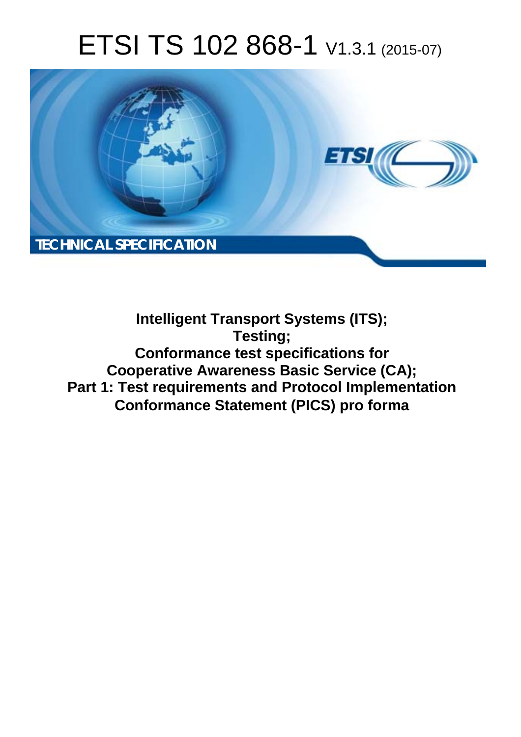# ETSI TS 102 868-1 V1.3.1 (2015-07)

TECHNICAL SPECIFICATION

**Intelligent Transport Systems (ITS);**
**Testing;**
**Conformance test specifications for**
**Cooperative Awareness Basic Service (CA);**
**Part 1: Test requirements and Protocol Implementation**
**Conformance Statement (PICS) pro forma**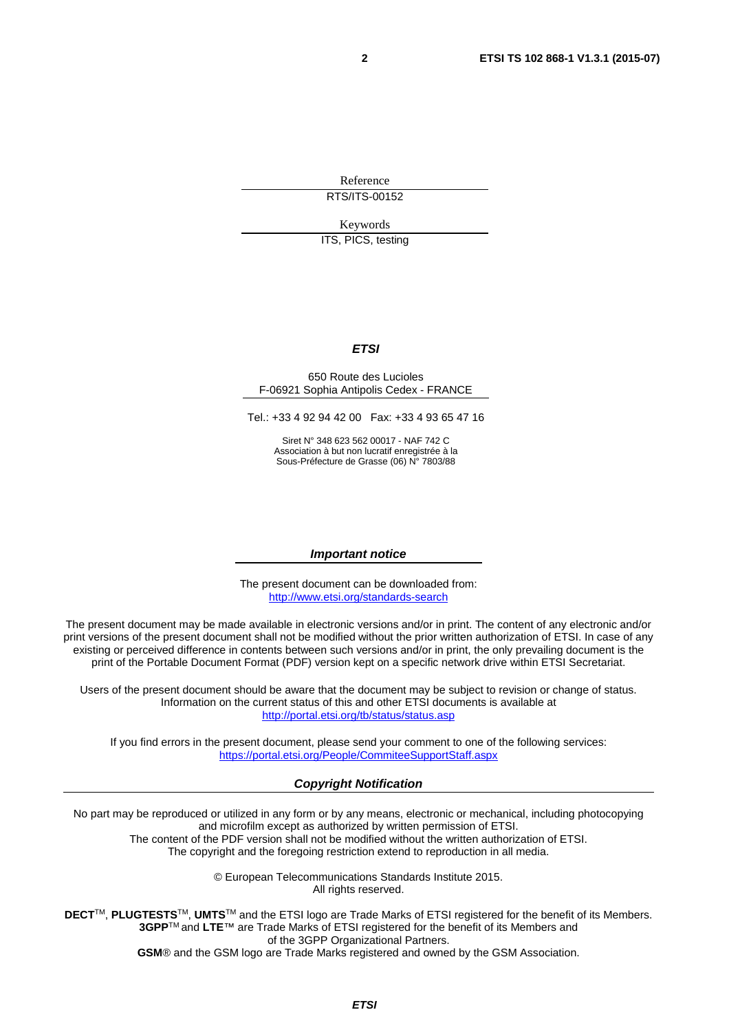Reference

RTS/ITS-00152

Keywords

ITS, PICS, testing

***ETSI***

650 Route des Lucioles
F-06921 Sophia Antipolis Cedex - FRANCE

Tel.: +33 4 92 94 42 00 Fax: +33 4 93 65 47 16

Siret N° 348 623 562 00017 - NAF 742 C
Association à but non lucratif enregistrée à la
Sous-Préfecture de Grasse (06) N° 7803/88

***Important notice***

The present document can be downloaded from:
http://www.etsi.org/standards-search

The present document may be made available in electronic versions and/or in print. The content of any electronic and/or print versions of the present document shall not be modified without the prior written authorization of ETSI. In case of any existing or perceived difference in contents between such versions and/or in print, the only prevailing document is the print of the Portable Document Format (PDF) version kept on a specific network drive within ETSI Secretariat.

Users of the present document should be aware that the document may be subject to revision or change of status. Information on the current status of this and other ETSI documents is available at
http://portal.etsi.org/tb/status/status.asp

If you find errors in the present document, please send your comment to one of the following services:
https://portal.etsi.org/People/CommiteeSupportStaff.aspx

***Copyright Notification***

No part may be reproduced or utilized in any form or by any means, electronic or mechanical, including photocopying and microfilm except as authorized by written permission of ETSI.
The content of the PDF version shall not be modified without the written authorization of ETSI.
The copyright and the foregoing restriction extend to reproduction in all media.

© European Telecommunications Standards Institute 2015.
All rights reserved.

**DECT**™, **PLUGTESTS**™, **UMTS**™ and the ETSI logo are Trade Marks of ETSI registered for the benefit of its Members.
**3GPP**™ and **LTE**™ are Trade Marks of ETSI registered for the benefit of its Members and of the 3GPP Organizational Partners.
**GSM**® and the GSM logo are Trade Marks registered and owned by the GSM Association.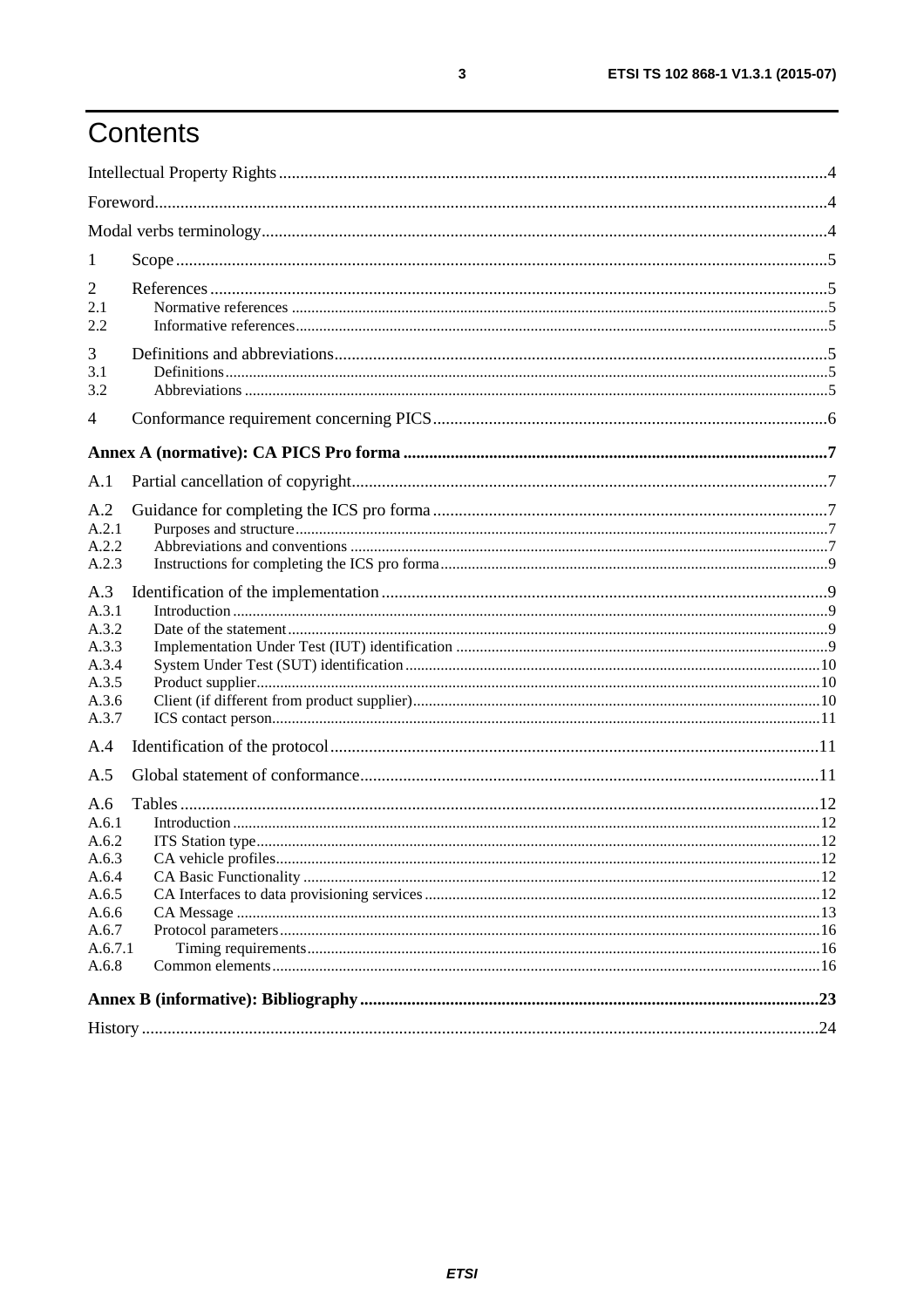# Contents

Intellectual Property Rights .....4

Foreword .....4

Modal verbs terminology .....4

1 Scope .....5

2 References .....5
- 2.1 Normative references .....5
- 2.2 Informative references .....5

3 Definitions and abbreviations .....5
- 3.1 Definitions .....5
- 3.2 Abbreviations .....5

4 Conformance requirement concerning PICS .....6

**Annex A (normative): CA PICS Pro forma .....7**

A.1 Partial cancellation of copyright .....7

A.2 Guidance for completing the ICS pro forma .....7
- A.2.1 Purposes and structure .....7
- A.2.2 Abbreviations and conventions .....7
- A.2.3 Instructions for completing the ICS pro forma .....9

A.3 Identification of the implementation .....9
- A.3.1 Introduction .....9
- A.3.2 Date of the statement .....9
- A.3.3 Implementation Under Test (IUT) identification .....9
- A.3.4 System Under Test (SUT) identification .....10
- A.3.5 Product supplier .....10
- A.3.6 Client (if different from product supplier) .....10
- A.3.7 ICS contact person .....11

A.4 Identification of the protocol .....11

A.5 Global statement of conformance .....11

A.6 Tables .....12
- A.6.1 Introduction .....12
- A.6.2 ITS Station type .....12
- A.6.3 CA vehicle profiles .....12
- A.6.4 CA Basic Functionality .....12
- A.6.5 CA Interfaces to data provisioning services .....12
- A.6.6 CA Message .....13
- A.6.7 Protocol parameters .....16
- A.6.7.1 Timing requirements .....16
- A.6.8 Common elements .....16

**Annex B (informative): Bibliography .....23**

History .....24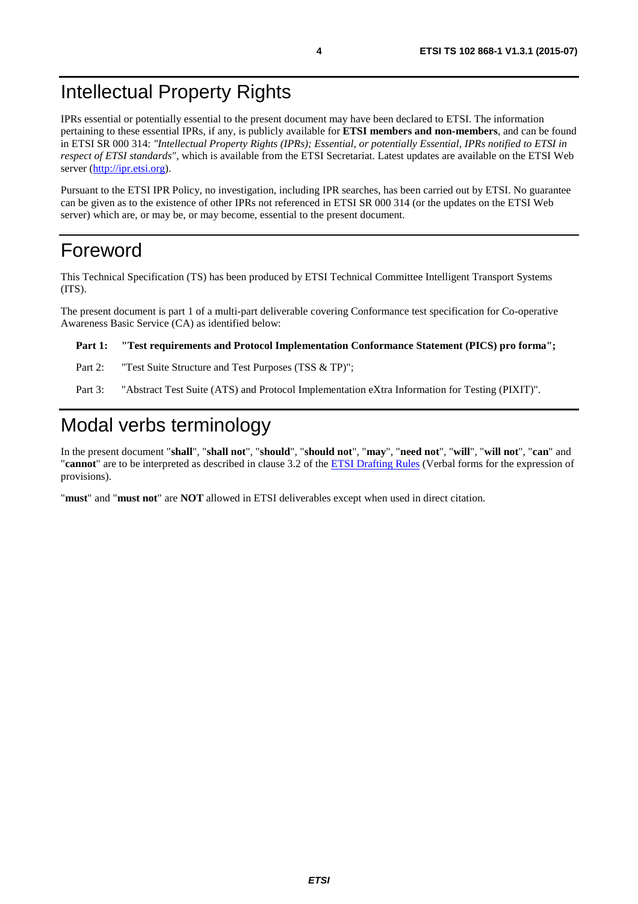# Intellectual Property Rights

IPRs essential or potentially essential to the present document may have been declared to ETSI. The information pertaining to these essential IPRs, if any, is publicly available for **ETSI members and non-members**, and can be found in ETSI SR 000 314: *"Intellectual Property Rights (IPRs); Essential, or potentially Essential, IPRs notified to ETSI in respect of ETSI standards"*, which is available from the ETSI Secretariat. Latest updates are available on the ETSI Web server (http://ipr.etsi.org).

Pursuant to the ETSI IPR Policy, no investigation, including IPR searches, has been carried out by ETSI. No guarantee can be given as to the existence of other IPRs not referenced in ETSI SR 000 314 (or the updates on the ETSI Web server) which are, or may be, or may become, essential to the present document.

# Foreword

This Technical Specification (TS) has been produced by ETSI Technical Committee Intelligent Transport Systems (ITS).

The present document is part 1 of a multi-part deliverable covering Conformance test specification for Co-operative Awareness Basic Service (CA) as identified below:

**Part 1: "Test requirements and Protocol Implementation Conformance Statement (PICS) pro forma";**

Part 2: "Test Suite Structure and Test Purposes (TSS & TP)";

Part 3: "Abstract Test Suite (ATS) and Protocol Implementation eXtra Information for Testing (PIXIT)".

# Modal verbs terminology

In the present document "**shall**", "**shall not**", "**should**", "**should not**", "**may**", "**need not**", "**will**", "**will not**", "**can**" and "**cannot**" are to be interpreted as described in clause 3.2 of the ETSI Drafting Rules (Verbal forms for the expression of provisions).

"**must**" and "**must not**" are **NOT** allowed in ETSI deliverables except when used in direct citation.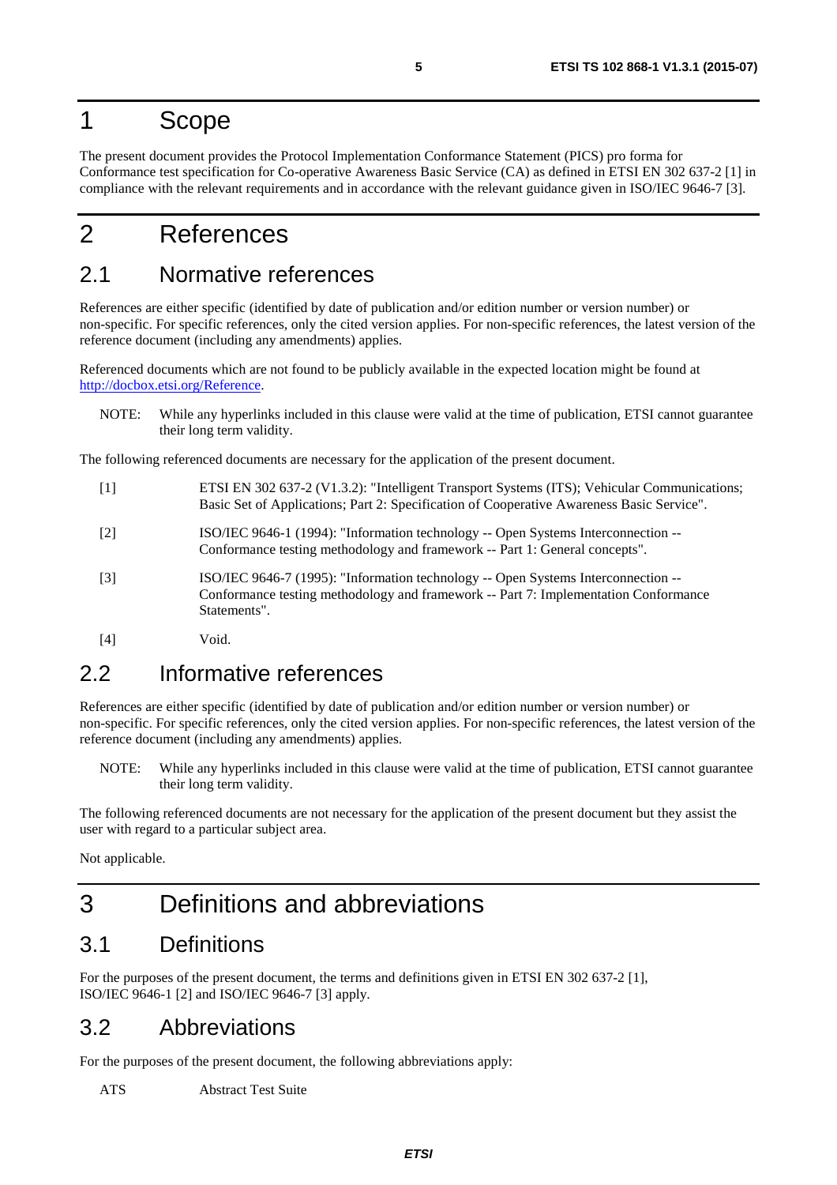# 1 Scope

The present document provides the Protocol Implementation Conformance Statement (PICS) pro forma for Conformance test specification for Co-operative Awareness Basic Service (CA) as defined in ETSI EN 302 637-2 [1] in compliance with the relevant requirements and in accordance with the relevant guidance given in ISO/IEC 9646-7 [3].

# 2 References

## 2.1 Normative references

References are either specific (identified by date of publication and/or edition number or version number) or non-specific. For specific references, only the cited version applies. For non-specific references, the latest version of the reference document (including any amendments) applies.

Referenced documents which are not found to be publicly available in the expected location might be found at http://docbox.etsi.org/Reference.

NOTE: While any hyperlinks included in this clause were valid at the time of publication, ETSI cannot guarantee their long term validity.

The following referenced documents are necessary for the application of the present document.

[1] ETSI EN 302 637-2 (V1.3.2): "Intelligent Transport Systems (ITS); Vehicular Communications; Basic Set of Applications; Part 2: Specification of Cooperative Awareness Basic Service".

[2] ISO/IEC 9646-1 (1994): "Information technology -- Open Systems Interconnection -- Conformance testing methodology and framework -- Part 1: General concepts".

[3] ISO/IEC 9646-7 (1995): "Information technology -- Open Systems Interconnection -- Conformance testing methodology and framework -- Part 7: Implementation Conformance Statements".

[4] Void.

## 2.2 Informative references

References are either specific (identified by date of publication and/or edition number or version number) or non-specific. For specific references, only the cited version applies. For non-specific references, the latest version of the reference document (including any amendments) applies.

NOTE: While any hyperlinks included in this clause were valid at the time of publication, ETSI cannot guarantee their long term validity.

The following referenced documents are not necessary for the application of the present document but they assist the user with regard to a particular subject area.

Not applicable.

# 3 Definitions and abbreviations

## 3.1 Definitions

For the purposes of the present document, the terms and definitions given in ETSI EN 302 637-2 [1], ISO/IEC 9646-1 [2] and ISO/IEC 9646-7 [3] apply.

## 3.2 Abbreviations

For the purposes of the present document, the following abbreviations apply:

ATS Abstract Test Suite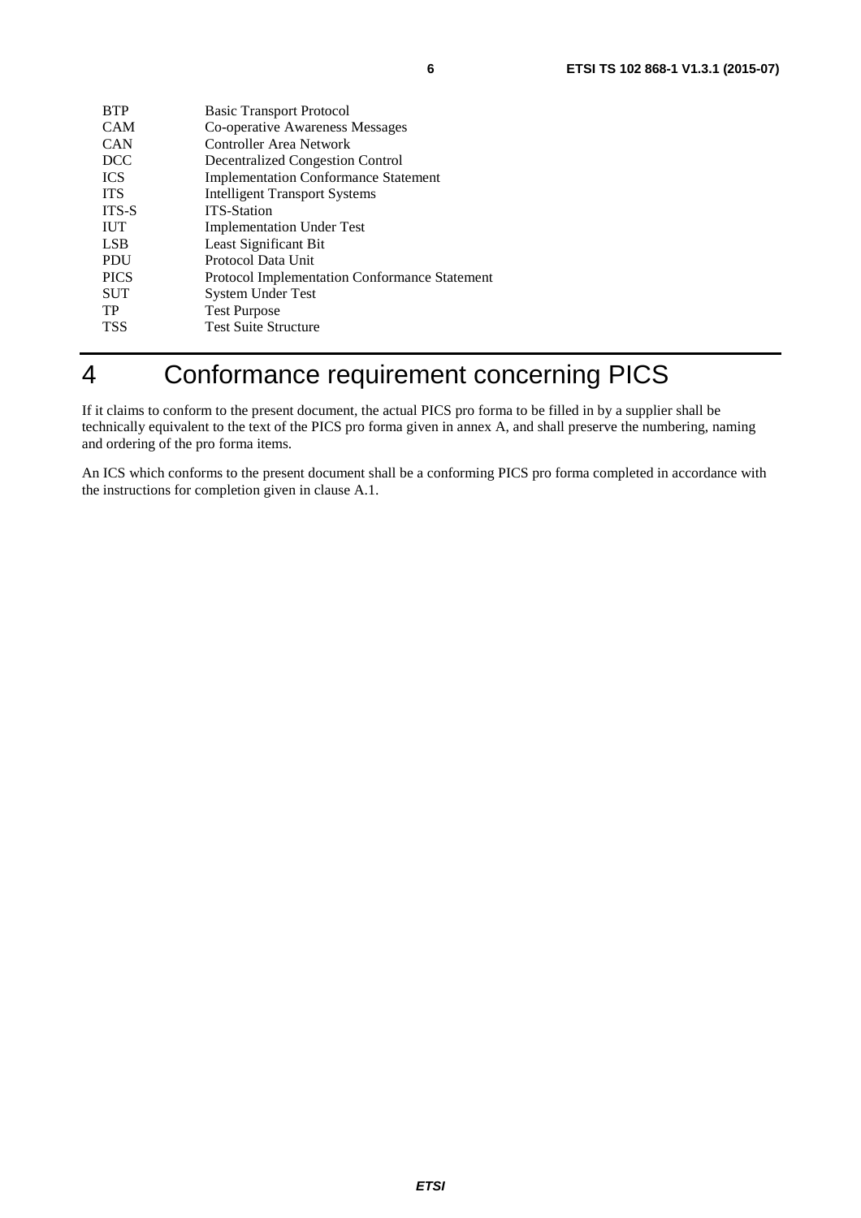| | |
|---|---|
| BTP | Basic Transport Protocol |
| CAM | Co-operative Awareness Messages |
| CAN | Controller Area Network |
| DCC | Decentralized Congestion Control |
| ICS | Implementation Conformance Statement |
| ITS | Intelligent Transport Systems |
| ITS-S | ITS-Station |
| IUT | Implementation Under Test |
| LSB | Least Significant Bit |
| PDU | Protocol Data Unit |
| PICS | Protocol Implementation Conformance Statement |
| SUT | System Under Test |
| TP | Test Purpose |
| TSS | Test Suite Structure |

# 4 Conformance requirement concerning PICS

If it claims to conform to the present document, the actual PICS pro forma to be filled in by a supplier shall be technically equivalent to the text of the PICS pro forma given in annex A, and shall preserve the numbering, naming and ordering of the pro forma items.

An ICS which conforms to the present document shall be a conforming PICS pro forma completed in accordance with the instructions for completion given in clause A.1.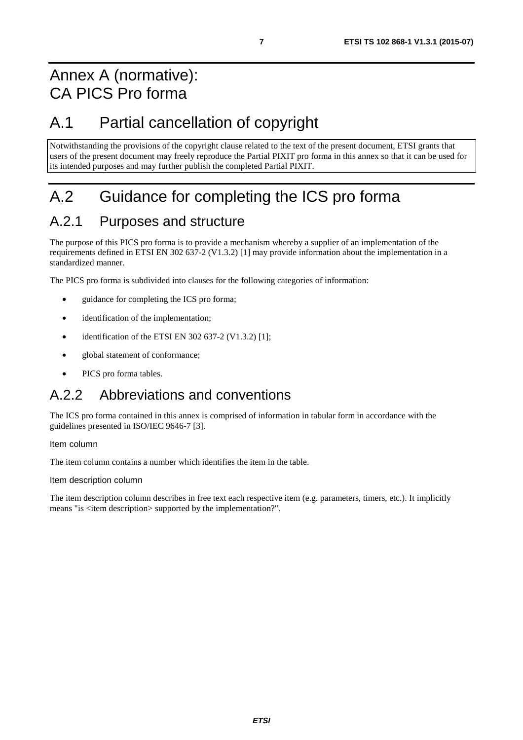# Annex A (normative): CA PICS Pro forma

# A.1 Partial cancellation of copyright

Notwithstanding the provisions of the copyright clause related to the text of the present document, ETSI grants that users of the present document may freely reproduce the Partial PIXIT pro forma in this annex so that it can be used for its intended purposes and may further publish the completed Partial PIXIT.

# A.2 Guidance for completing the ICS pro forma

## A.2.1 Purposes and structure

The purpose of this PICS pro forma is to provide a mechanism whereby a supplier of an implementation of the requirements defined in ETSI EN 302 637-2 (V1.3.2) [1] may provide information about the implementation in a standardized manner.

The PICS pro forma is subdivided into clauses for the following categories of information:

- guidance for completing the ICS pro forma;
- identification of the implementation;
- identification of the ETSI EN 302 637-2 (V1.3.2) [1];
- global statement of conformance;
- PICS pro forma tables.

## A.2.2 Abbreviations and conventions

The ICS pro forma contained in this annex is comprised of information in tabular form in accordance with the guidelines presented in ISO/IEC 9646-7 [3].

Item column

The item column contains a number which identifies the item in the table.

Item description column

The item description column describes in free text each respective item (e.g. parameters, timers, etc.). It implicitly means "is <item description> supported by the implementation?".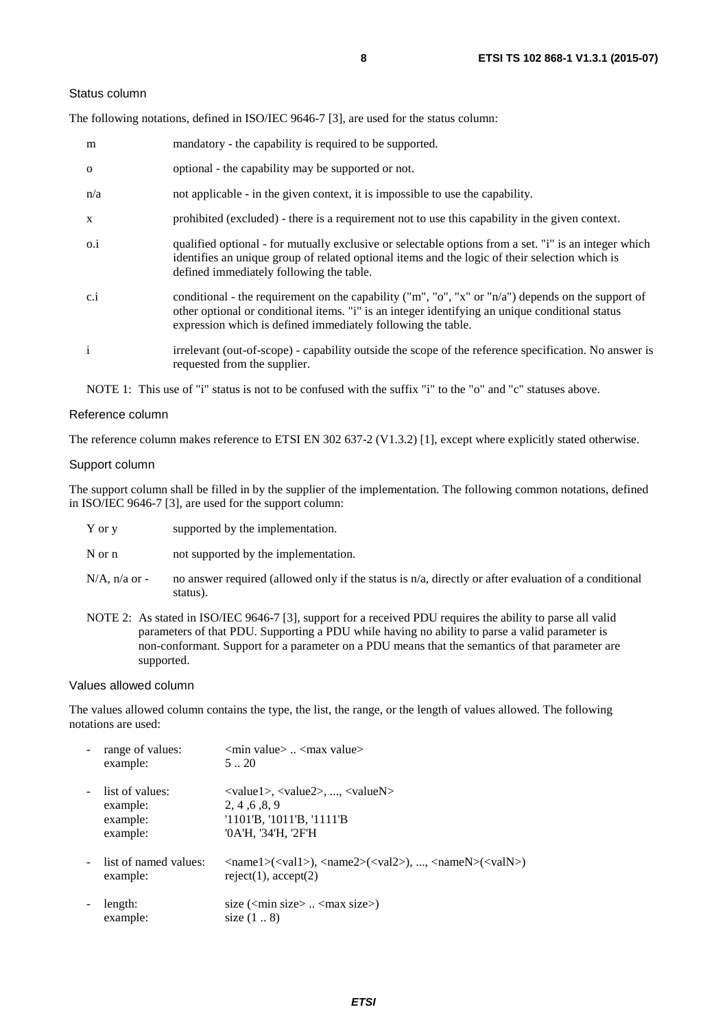#### Status column

The following notations, defined in ISO/IEC 9646-7 [3], are used for the status column:

| | |
|---|---|
| m | mandatory - the capability is required to be supported. |
| o | optional - the capability may be supported or not. |
| n/a | not applicable - in the given context, it is impossible to use the capability. |
| x | prohibited (excluded) - there is a requirement not to use this capability in the given context. |
| o.i | qualified optional - for mutually exclusive or selectable options from a set. "i" is an integer which identifies an unique group of related optional items and the logic of their selection which is defined immediately following the table. |
| c.i | conditional - the requirement on the capability ("m", "o", "x" or "n/a") depends on the support of other optional or conditional items. "i" is an integer identifying an unique conditional status expression which is defined immediately following the table. |
| i | irrelevant (out-of-scope) - capability outside the scope of the reference specification. No answer is requested from the supplier. |

NOTE 1: This use of "i" status is not to be confused with the suffix "i" to the "o" and "c" statuses above.

#### Reference column

The reference column makes reference to ETSI EN 302 637-2 (V1.3.2) [1], except where explicitly stated otherwise.

#### Support column

The support column shall be filled in by the supplier of the implementation. The following common notations, defined in ISO/IEC 9646-7 [3], are used for the support column:

| | |
|---|---|
| Y or y | supported by the implementation. |
| N or n | not supported by the implementation. |
| N/A, n/a or - | no answer required (allowed only if the status is n/a, directly or after evaluation of a conditional status). |

NOTE 2: As stated in ISO/IEC 9646-7 [3], support for a received PDU requires the ability to parse all valid parameters of that PDU. Supporting a PDU while having no ability to parse a valid parameter is non-conformant. Support for a parameter on a PDU means that the semantics of that parameter are supported.

#### Values allowed column

The values allowed column contains the type, the list, the range, or the length of values allowed. The following notations are used:

- range of values: <min value> .. <max value>
  example: 5 .. 20
- list of values: <value1>, <value2>, ..., <valueN>
  example: 2, 4 ,6 ,8, 9
  example: '1101'B, '1011'B, '1111'B
  example: '0A'H, '34'H, '2F'H
- list of named values: <name1>(<val1>), <name2>(<val2>), ..., <nameN>(<valN>)
  example: reject(1), accept(2)
- length: size (<min size> .. <max size>)
  example: size (1 .. 8)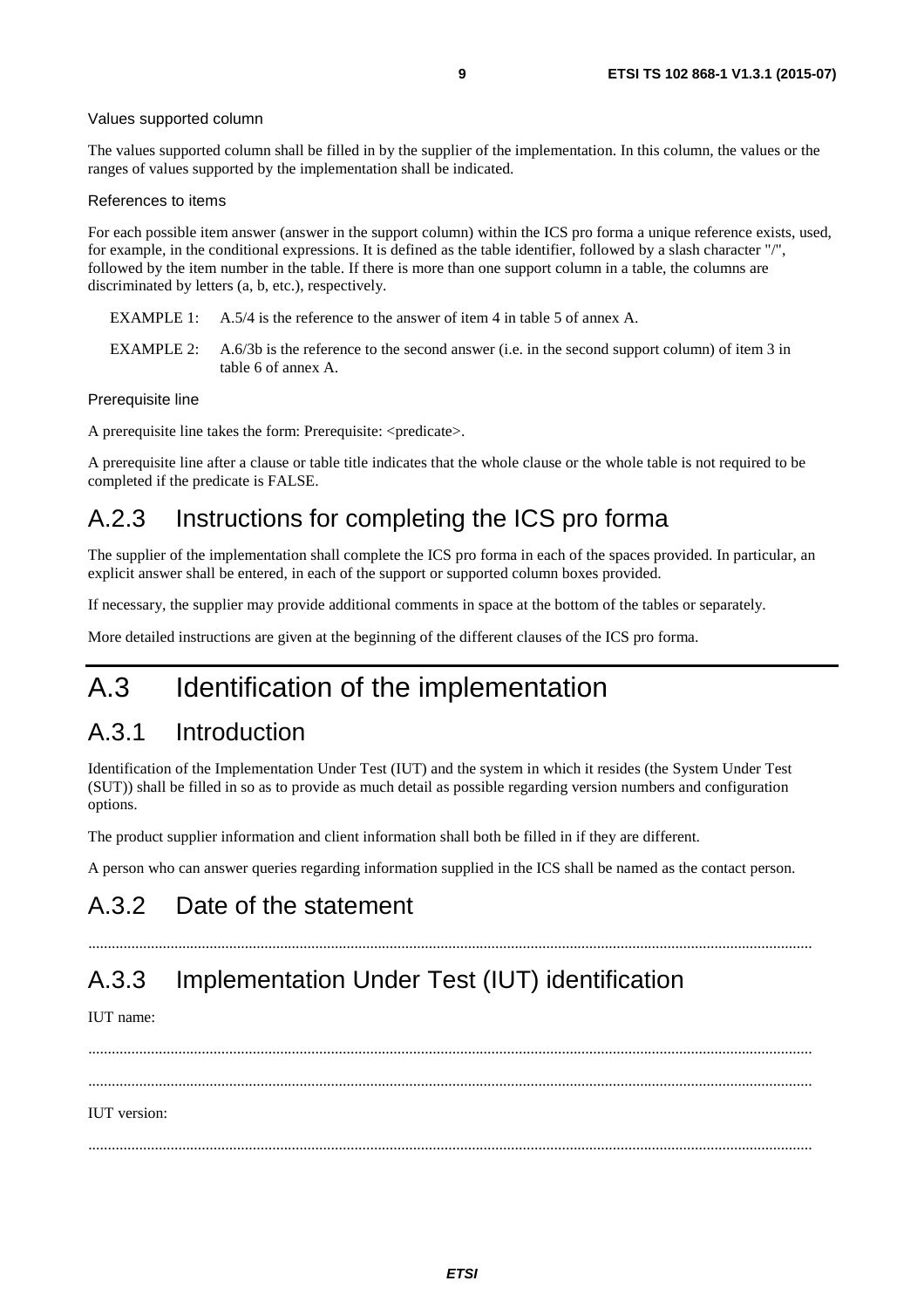Values supported column

The values supported column shall be filled in by the supplier of the implementation. In this column, the values or the ranges of values supported by the implementation shall be indicated.

References to items

For each possible item answer (answer in the support column) within the ICS pro forma a unique reference exists, used, for example, in the conditional expressions. It is defined as the table identifier, followed by a slash character "/", followed by the item number in the table. If there is more than one support column in a table, the columns are discriminated by letters (a, b, etc.), respectively.

EXAMPLE 1: A.5/4 is the reference to the answer of item 4 in table 5 of annex A.

EXAMPLE 2: A.6/3b is the reference to the second answer (i.e. in the second support column) of item 3 in table 6 of annex A.

Prerequisite line

A prerequisite line takes the form: Prerequisite: <predicate>.

A prerequisite line after a clause or table title indicates that the whole clause or the whole table is not required to be completed if the predicate is FALSE.

## A.2.3 Instructions for completing the ICS pro forma

The supplier of the implementation shall complete the ICS pro forma in each of the spaces provided. In particular, an explicit answer shall be entered, in each of the support or supported column boxes provided.

If necessary, the supplier may provide additional comments in space at the bottom of the tables or separately.

More detailed instructions are given at the beginning of the different clauses of the ICS pro forma.

# A.3 Identification of the implementation

## A.3.1 Introduction

Identification of the Implementation Under Test (IUT) and the system in which it resides (the System Under Test (SUT)) shall be filled in so as to provide as much detail as possible regarding version numbers and configuration options.

The product supplier information and client information shall both be filled in if they are different.

A person who can answer queries regarding information supplied in the ICS shall be named as the contact person.

## A.3.2 Date of the statement

.........................................................................................................................................................................

## A.3.3 Implementation Under Test (IUT) identification

IUT name:

.........................................................................................................................................................................

.........................................................................................................................................................................

IUT version:

.........................................................................................................................................................................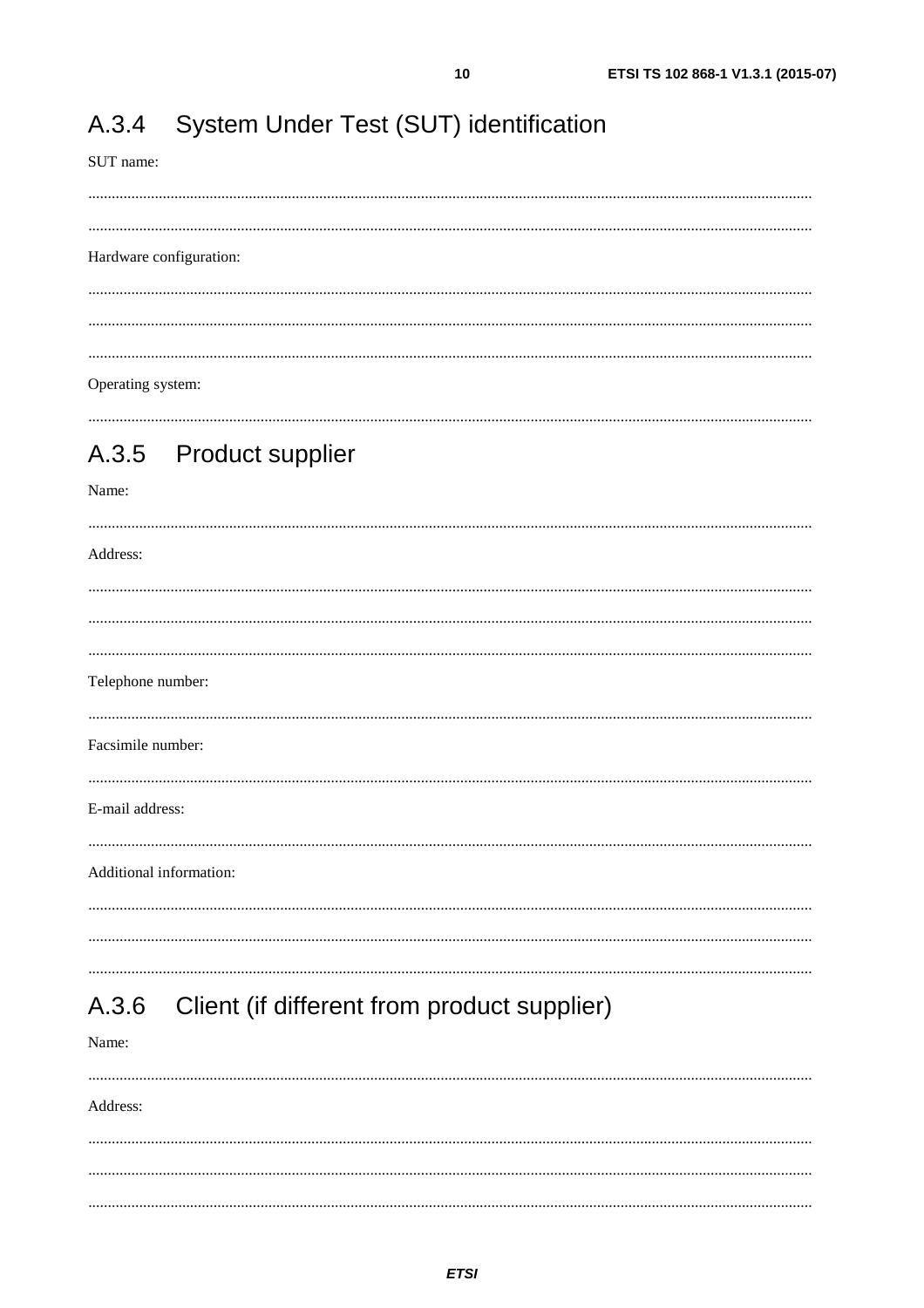## A.3.4 System Under Test (SUT) identification

SUT name:

.........................................................................................................................................................................

.........................................................................................................................................................................

Hardware configuration:

.........................................................................................................................................................................

.........................................................................................................................................................................

.........................................................................................................................................................................

Operating system:

.........................................................................................................................................................................

## A.3.5 Product supplier

Name:

.........................................................................................................................................................................

Address:

.........................................................................................................................................................................

.........................................................................................................................................................................

.........................................................................................................................................................................

Telephone number:

.........................................................................................................................................................................

Facsimile number:

.........................................................................................................................................................................

E-mail address:

.........................................................................................................................................................................

Additional information:

.........................................................................................................................................................................

.........................................................................................................................................................................

.........................................................................................................................................................................

## A.3.6 Client (if different from product supplier)

Name:

.........................................................................................................................................................................

Address:

.........................................................................................................................................................................

.........................................................................................................................................................................

.........................................................................................................................................................................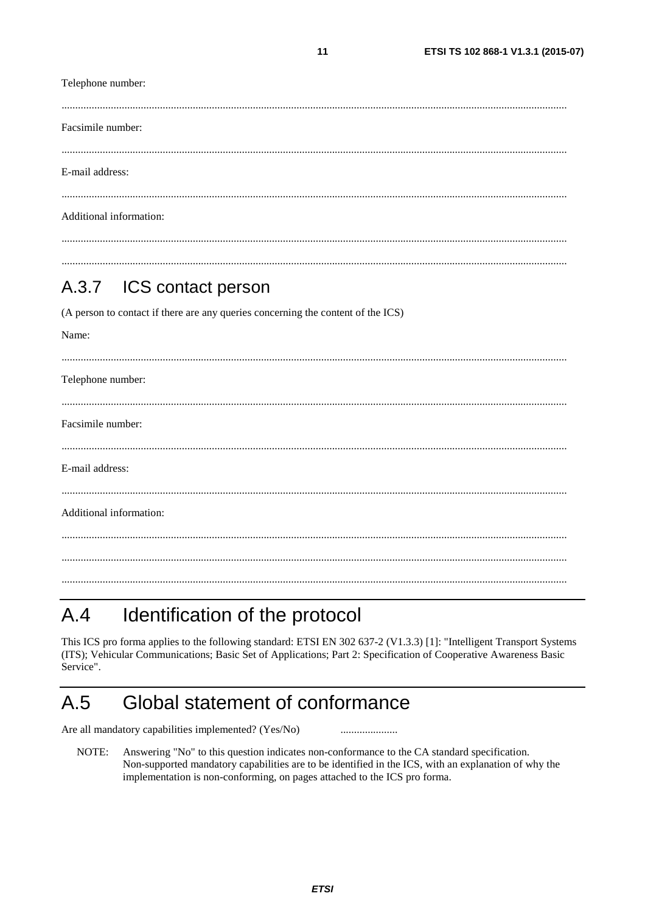Telephone number:

.......................................................................................................................................................................

Facsimile number:

.......................................................................................................................................................................

E-mail address:

.......................................................................................................................................................................

Additional information:

.......................................................................................................................................................................

.......................................................................................................................................................................

### A.3.7 ICS contact person

(A person to contact if there are any queries concerning the content of the ICS)

Name:

.......................................................................................................................................................................

Telephone number:

.......................................................................................................................................................................

Facsimile number:

.......................................................................................................................................................................

E-mail address:

.......................................................................................................................................................................

Additional information:

.......................................................................................................................................................................

.......................................................................................................................................................................

.......................................................................................................................................................................

## A.4 Identification of the protocol

This ICS pro forma applies to the following standard: ETSI EN 302 637-2 (V1.3.3) [1]: "Intelligent Transport Systems (ITS); Vehicular Communications; Basic Set of Applications; Part 2: Specification of Cooperative Awareness Basic Service".

## A.5 Global statement of conformance

Are all mandatory capabilities implemented? (Yes/No) .....................

NOTE: Answering "No" to this question indicates non-conformance to the CA standard specification. Non-supported mandatory capabilities are to be identified in the ICS, with an explanation of why the implementation is non-conforming, on pages attached to the ICS pro forma.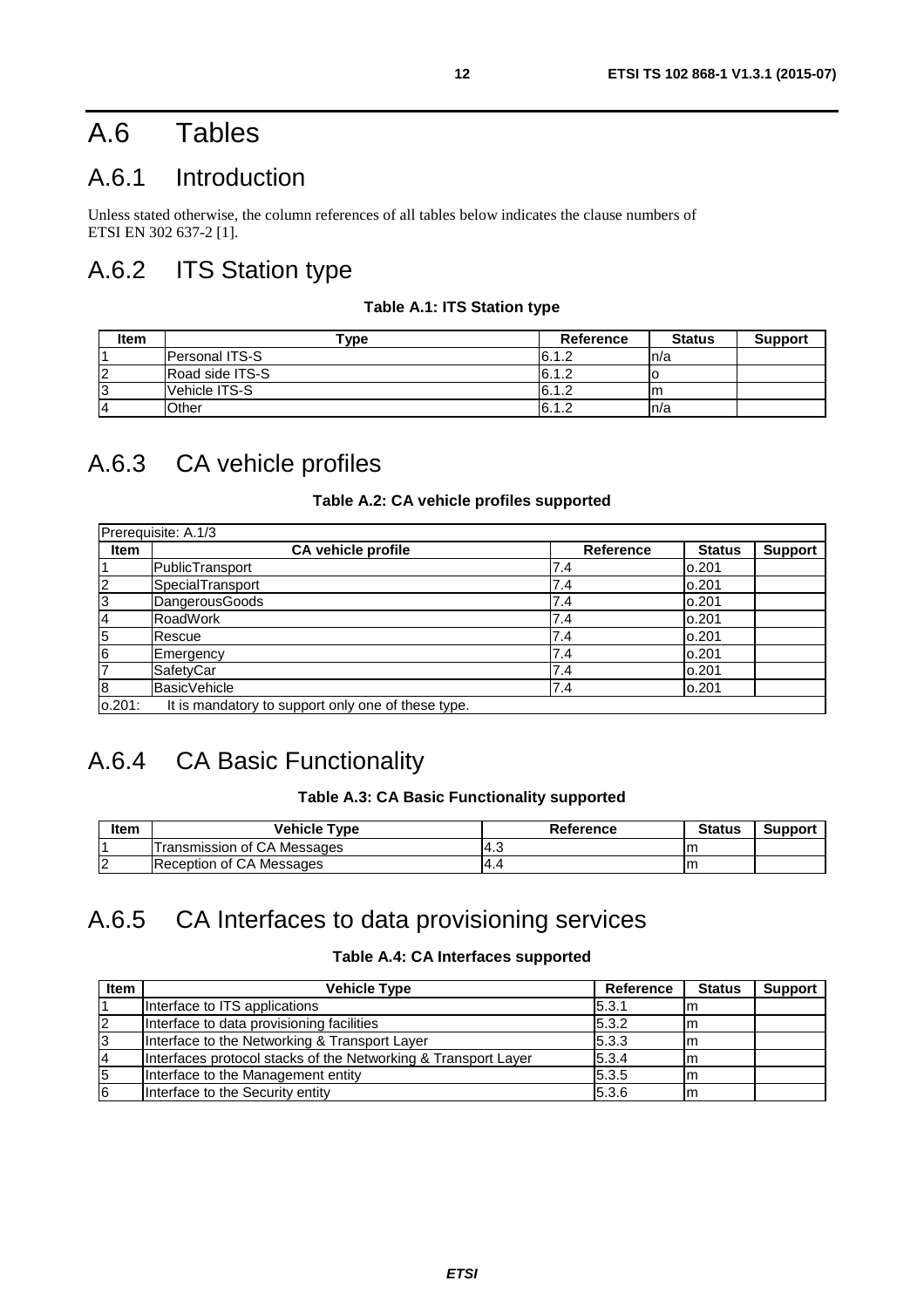# A.6 Tables

## A.6.1 Introduction

Unless stated otherwise, the column references of all tables below indicates the clause numbers of ETSI EN 302 637-2 [1].

## A.6.2 ITS Station type

**Table A.1: ITS Station type**

| Item | Type | Reference | Status | Support |
|---|---|---|---|---|
| 1 | Personal ITS-S | 6.1.2 | n/a | |
| 2 | Road side ITS-S | 6.1.2 | o | |
| 3 | Vehicle ITS-S | 6.1.2 | m | |
| 4 | Other | 6.1.2 | n/a | |

## A.6.3 CA vehicle profiles

**Table A.2: CA vehicle profiles supported**

| Prerequisite: A.1/3 | | | | |
|---|---|---|---|---|
| **Item** | **CA vehicle profile** | **Reference** | **Status** | **Support** |
| 1 | PublicTransport | 7.4 | o.201 | |
| 2 | SpecialTransport | 7.4 | o.201 | |
| 3 | DangerousGoods | 7.4 | o.201 | |
| 4 | RoadWork | 7.4 | o.201 | |
| 5 | Rescue | 7.4 | o.201 | |
| 6 | Emergency | 7.4 | o.201 | |
| 7 | SafetyCar | 7.4 | o.201 | |
| 8 | BasicVehicle | 7.4 | o.201 | |
| o.201: | It is mandatory to support only one of these type. | | | |

## A.6.4 CA Basic Functionality

**Table A.3: CA Basic Functionality supported**

| Item | Vehicle Type | Reference | Status | Support |
|---|---|---|---|---|
| 1 | Transmission of CA Messages | 4.3 | m | |
| 2 | Reception of CA Messages | 4.4 | m | |

## A.6.5 CA Interfaces to data provisioning services

**Table A.4: CA Interfaces supported**

| Item | Vehicle Type | Reference | Status | Support |
|---|---|---|---|---|
| 1 | Interface to ITS applications | 5.3.1 | m | |
| 2 | Interface to data provisioning facilities | 5.3.2 | m | |
| 3 | Interface to the Networking & Transport Layer | 5.3.3 | m | |
| 4 | Interfaces protocol stacks of the Networking & Transport Layer | 5.3.4 | m | |
| 5 | Interface to the Management entity | 5.3.5 | m | |
| 6 | Interface to the Security entity | 5.3.6 | m | |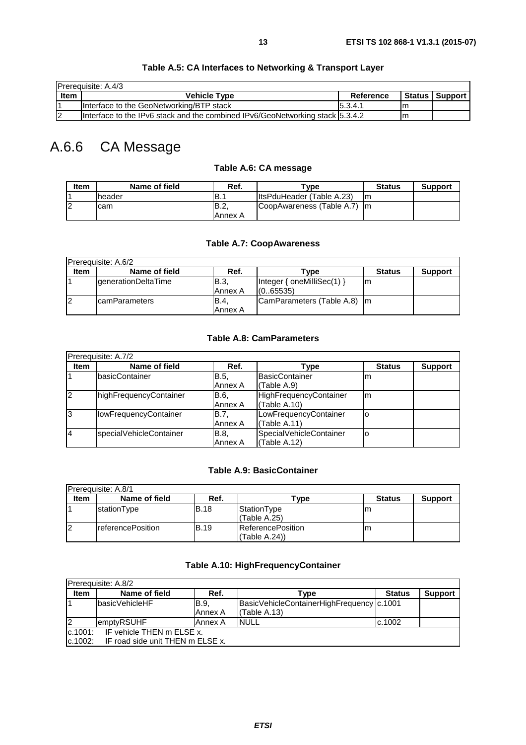**Table A.5: CA Interfaces to Networking & Transport Layer**

| Prerequisite: A.4/3 | | | | |
|---|---|---|---|---|
| **Item** | **Vehicle Type** | **Reference** | **Status** | **Support** |
| 1 | Interface to the GeoNetworking/BTP stack | 5.3.4.1 | m | |
| 2 | Interface to the IPv6 stack and the combined IPv6/GeoNetworking stack | 5.3.4.2 | m | |

## A.6.6 CA Message

**Table A.6: CA message**

| Item | Name of field | Ref. | Type | Status | Support |
|---|---|---|---|---|---|
| 1 | header | B.1 | ItsPduHeader (Table A.23) | m | |
| 2 | cam | B.2, Annex A | CoopAwareness (Table A.7) | m | |

**Table A.7: CoopAwareness**

| Prerequisite: A.6/2 | | | | | |
|---|---|---|---|---|---|
| **Item** | **Name of field** | **Ref.** | **Type** | **Status** | **Support** |
| 1 | generationDeltaTime | B.3, Annex A | Integer { oneMilliSec(1) } (0..65535) | m | |
| 2 | camParameters | B.4, Annex A | CamParameters (Table A.8) | m | |

**Table A.8: CamParameters**

| Prerequisite: A.7/2 | | | | | |
|---|---|---|---|---|---|
| **Item** | **Name of field** | **Ref.** | **Type** | **Status** | **Support** |
| 1 | basicContainer | B.5, Annex A | BasicContainer (Table A.9) | m | |
| 2 | highFrequencyContainer | B.6, Annex A | HighFrequencyContainer (Table A.10) | m | |
| 3 | lowFrequencyContainer | B.7, Annex A | LowFrequencyContainer (Table A.11) | o | |
| 4 | specialVehicleContainer | B.8, Annex A | SpecialVehicleContainer (Table A.12) | o | |

**Table A.9: BasicContainer**

| Prerequisite: A.8/1 | | | | | |
|---|---|---|---|---|---|
| **Item** | **Name of field** | **Ref.** | **Type** | **Status** | **Support** |
| 1 | stationType | B.18 | StationType (Table A.25) | m | |
| 2 | referencePosition | B.19 | ReferencePosition (Table A.24)) | m | |

**Table A.10: HighFrequencyContainer**

| Prerequisite: A.8/2 | | | | | |
|---|---|---|---|---|---|
| **Item** | **Name of field** | **Ref.** | **Type** | **Status** | **Support** |
| 1 | basicVehicleHF | B.9, Annex A | BasicVehicleContainerHighFrequency (Table A.13) | c.1001 | |
| 2 | emptyRSUHF | Annex A | NULL | c.1002 | |
| c.1001: IF vehicle THEN m ELSE x. | | | | | |
| c.1002: IF road side unit THEN m ELSE x. | | | | | |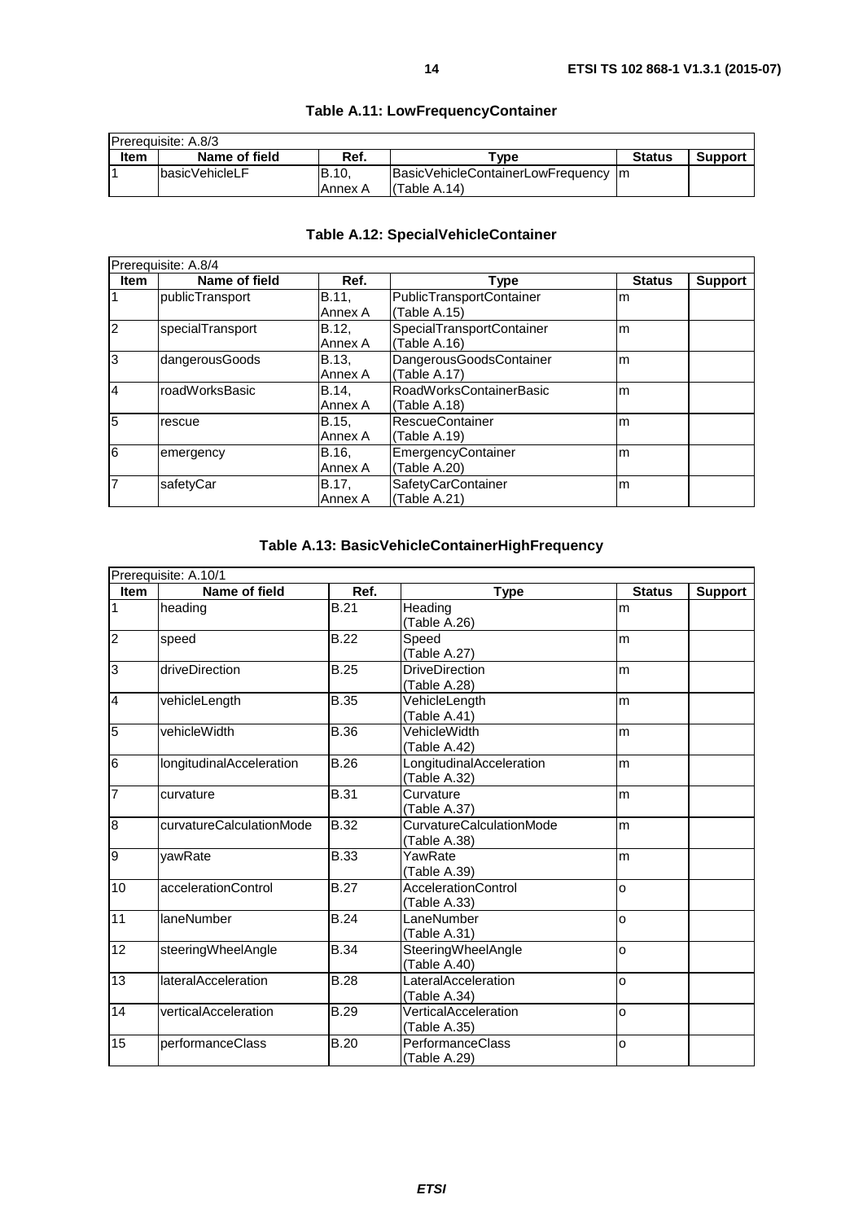**Table A.11: LowFrequencyContainer**

| Prerequisite: A.8/3 | | | | | |
|---|---|---|---|---|---|
| **Item** | **Name of field** | **Ref.** | **Type** | **Status** | **Support** |
| 1 | basicVehicleLF | B.10, Annex A | BasicVehicleContainerLowFrequency (Table A.14) | m | |

**Table A.12: SpecialVehicleContainer**

| Prerequisite: A.8/4 | | | | | |
|---|---|---|---|---|---|
| **Item** | **Name of field** | **Ref.** | **Type** | **Status** | **Support** |
| 1 | publicTransport | B.11, Annex A | PublicTransportContainer (Table A.15) | m | |
| 2 | specialTransport | B.12, Annex A | SpecialTransportContainer (Table A.16) | m | |
| 3 | dangerousGoods | B.13, Annex A | DangerousGoodsContainer (Table A.17) | m | |
| 4 | roadWorksBasic | B.14, Annex A | RoadWorksContainerBasic (Table A.18) | m | |
| 5 | rescue | B.15, Annex A | RescueContainer (Table A.19) | m | |
| 6 | emergency | B.16, Annex A | EmergencyContainer (Table A.20) | m | |
| 7 | safetyCar | B.17, Annex A | SafetyCarContainer (Table A.21) | m | |

**Table A.13: BasicVehicleContainerHighFrequency**

| Prerequisite: A.10/1 | | | | | |
|---|---|---|---|---|---|
| **Item** | **Name of field** | **Ref.** | **Type** | **Status** | **Support** |
| 1 | heading | B.21 | Heading (Table A.26) | m | |
| 2 | speed | B.22 | Speed (Table A.27) | m | |
| 3 | driveDirection | B.25 | DriveDirection (Table A.28) | m | |
| 4 | vehicleLength | B.35 | VehicleLength (Table A.41) | m | |
| 5 | vehicleWidth | B.36 | VehicleWidth (Table A.42) | m | |
| 6 | longitudinalAcceleration | B.26 | LongitudinalAcceleration (Table A.32) | m | |
| 7 | curvature | B.31 | Curvature (Table A.37) | m | |
| 8 | curvatureCalculationMode | B.32 | CurvatureCalculationMode (Table A.38) | m | |
| 9 | yawRate | B.33 | YawRate (Table A.39) | m | |
| 10 | accelerationControl | B.27 | AccelerationControl (Table A.33) | o | |
| 11 | laneNumber | B.24 | LaneNumber (Table A.31) | o | |
| 12 | steeringWheelAngle | B.34 | SteeringWheelAngle (Table A.40) | o | |
| 13 | lateralAcceleration | B.28 | LateralAcceleration (Table A.34) | o | |
| 14 | verticalAcceleration | B.29 | VerticalAcceleration (Table A.35) | o | |
| 15 | performanceClass | B.20 | PerformanceClass (Table A.29) | o | |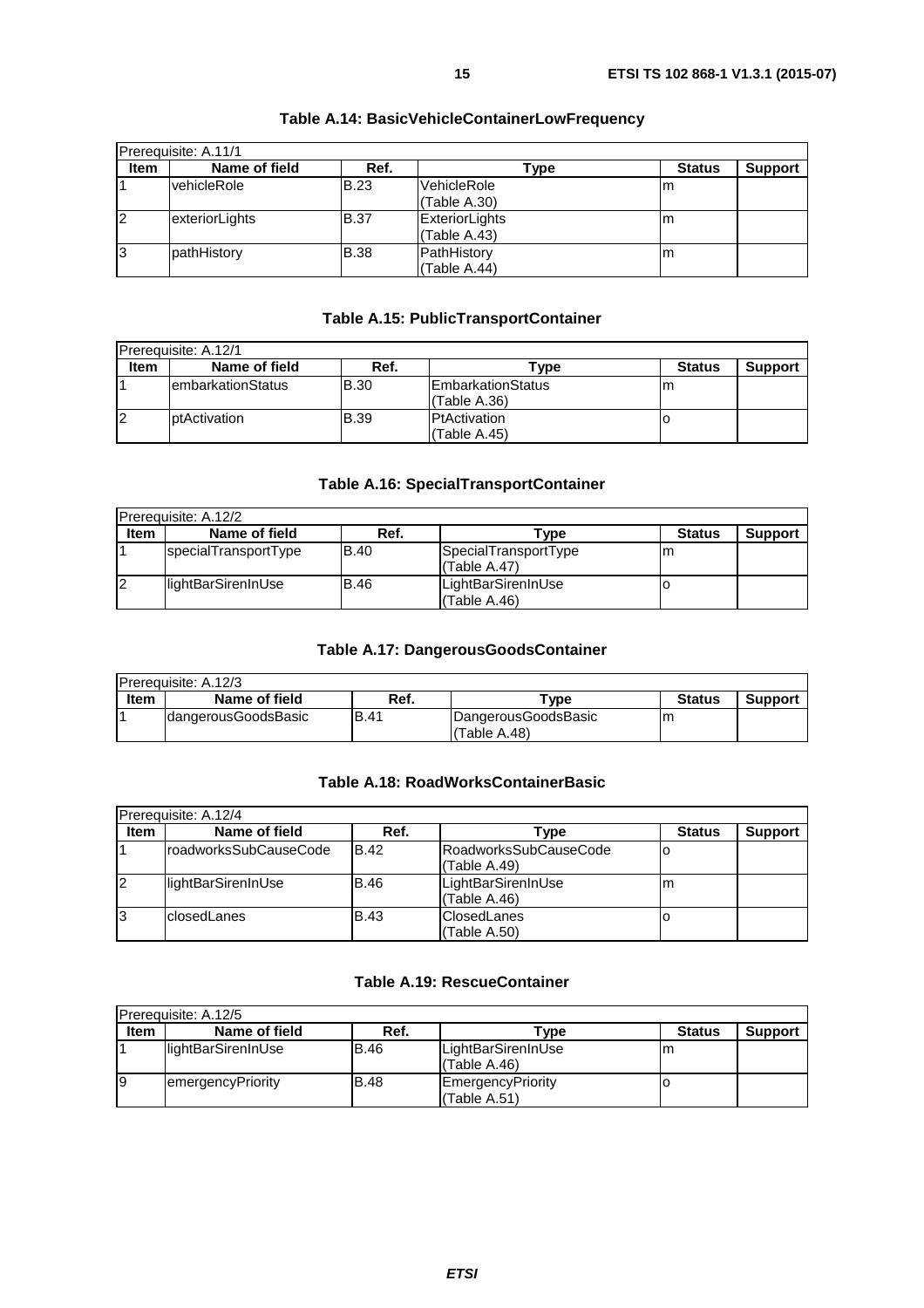**Table A.14: BasicVehicleContainerLowFrequency**

| Prerequisite: A.11/1 | | | | | |
|---|---|---|---|---|---|
| **Item** | **Name of field** | **Ref.** | **Type** | **Status** | **Support** |
| 1 | vehicleRole | B.23 | VehicleRole (Table A.30) | m | |
| 2 | exteriorLights | B.37 | ExteriorLights (Table A.43) | m | |
| 3 | pathHistory | B.38 | PathHistory (Table A.44) | m | |

**Table A.15: PublicTransportContainer**

| Prerequisite: A.12/1 | | | | | |
|---|---|---|---|---|---|
| **Item** | **Name of field** | **Ref.** | **Type** | **Status** | **Support** |
| 1 | embarkationStatus | B.30 | EmbarkationStatus (Table A.36) | m | |
| 2 | ptActivation | B.39 | PtActivation (Table A.45) | o | |

**Table A.16: SpecialTransportContainer**

| Prerequisite: A.12/2 | | | | | |
|---|---|---|---|---|---|
| **Item** | **Name of field** | **Ref.** | **Type** | **Status** | **Support** |
| 1 | specialTransportType | B.40 | SpecialTransportType (Table A.47) | m | |
| 2 | lightBarSirenInUse | B.46 | LightBarSirenInUse (Table A.46) | o | |

**Table A.17: DangerousGoodsContainer**

| Prerequisite: A.12/3 | | | | | |
|---|---|---|---|---|---|
| **Item** | **Name of field** | **Ref.** | **Type** | **Status** | **Support** |
| 1 | dangerousGoodsBasic | B.41 | DangerousGoodsBasic (Table A.48) | m | |

**Table A.18: RoadWorksContainerBasic**

| Prerequisite: A.12/4 | | | | | |
|---|---|---|---|---|---|
| **Item** | **Name of field** | **Ref.** | **Type** | **Status** | **Support** |
| 1 | roadworksSubCauseCode | B.42 | RoadworksSubCauseCode (Table A.49) | o | |
| 2 | lightBarSirenInUse | B.46 | LightBarSirenInUse (Table A.46) | m | |
| 3 | closedLanes | B.43 | ClosedLanes (Table A.50) | o | |

**Table A.19: RescueContainer**

| Prerequisite: A.12/5 | | | | | |
|---|---|---|---|---|---|
| **Item** | **Name of field** | **Ref.** | **Type** | **Status** | **Support** |
| 1 | lightBarSirenInUse | B.46 | LightBarSirenInUse (Table A.46) | m | |
| 9 | emergencyPriority | B.48 | EmergencyPriority (Table A.51) | o | |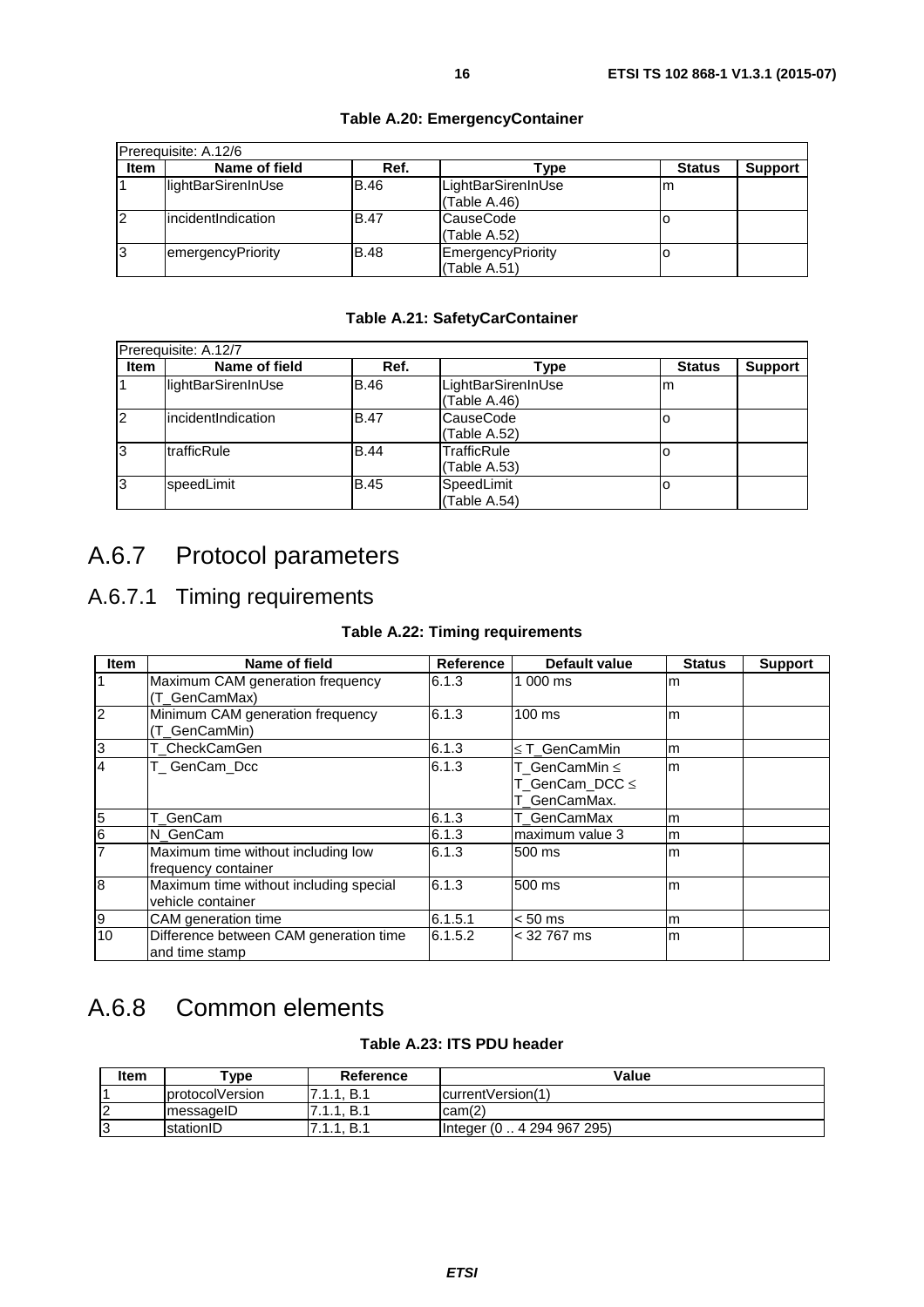**Table A.20: EmergencyContainer**

| Prerequisite: A.12/6 | | | | | |
|---|---|---|---|---|---|
| **Item** | **Name of field** | **Ref.** | **Type** | **Status** | **Support** |
| 1 | lightBarSirenInUse | B.46 | LightBarSirenInUse (Table A.46) | m | |
| 2 | incidentIndication | B.47 | CauseCode (Table A.52) | o | |
| 3 | emergencyPriority | B.48 | EmergencyPriority (Table A.51) | o | |

**Table A.21: SafetyCarContainer**

| Prerequisite: A.12/7 | | | | | |
|---|---|---|---|---|---|
| **Item** | **Name of field** | **Ref.** | **Type** | **Status** | **Support** |
| 1 | lightBarSirenInUse | B.46 | LightBarSirenInUse (Table A.46) | m | |
| 2 | incidentIndication | B.47 | CauseCode (Table A.52) | o | |
| 3 | trafficRule | B.44 | TrafficRule (Table A.53) | o | |
| 3 | speedLimit | B.45 | SpeedLimit (Table A.54) | o | |

# A.6.7 Protocol parameters

## A.6.7.1 Timing requirements

**Table A.22: Timing requirements**

| Item | Name of field | Reference | Default value | Status | Support |
|---|---|---|---|---|---|
| 1 | Maximum CAM generation frequency (T_GenCamMax) | 6.1.3 | 1 000 ms | m | |
| 2 | Minimum CAM generation frequency (T_GenCamMin) | 6.1.3 | 100 ms | m | |
| 3 | T_CheckCamGen | 6.1.3 | ≤ T_GenCamMin | m | |
| 4 | T_ GenCam_Dcc | 6.1.3 | T_GenCamMin ≤ T_GenCam_DCC ≤ T_GenCamMax. | m | |
| 5 | T_GenCam | 6.1.3 | T_GenCamMax | m | |
| 6 | N_GenCam | 6.1.3 | maximum value 3 | m | |
| 7 | Maximum time without including low frequency container | 6.1.3 | 500 ms | m | |
| 8 | Maximum time without including special vehicle container | 6.1.3 | 500 ms | m | |
| 9 | CAM generation time | 6.1.5.1 | < 50 ms | m | |
| 10 | Difference between CAM generation time and time stamp | 6.1.5.2 | < 32 767 ms | m | |

# A.6.8 Common elements

**Table A.23: ITS PDU header**

| Item | Type | Reference | Value |
|---|---|---|---|
| 1 | protocolVersion | 7.1.1, B.1 | currentVersion(1) |
| 2 | messageID | 7.1.1, B.1 | cam(2) |
| 3 | stationID | 7.1.1, B.1 | Integer (0 .. 4 294 967 295) |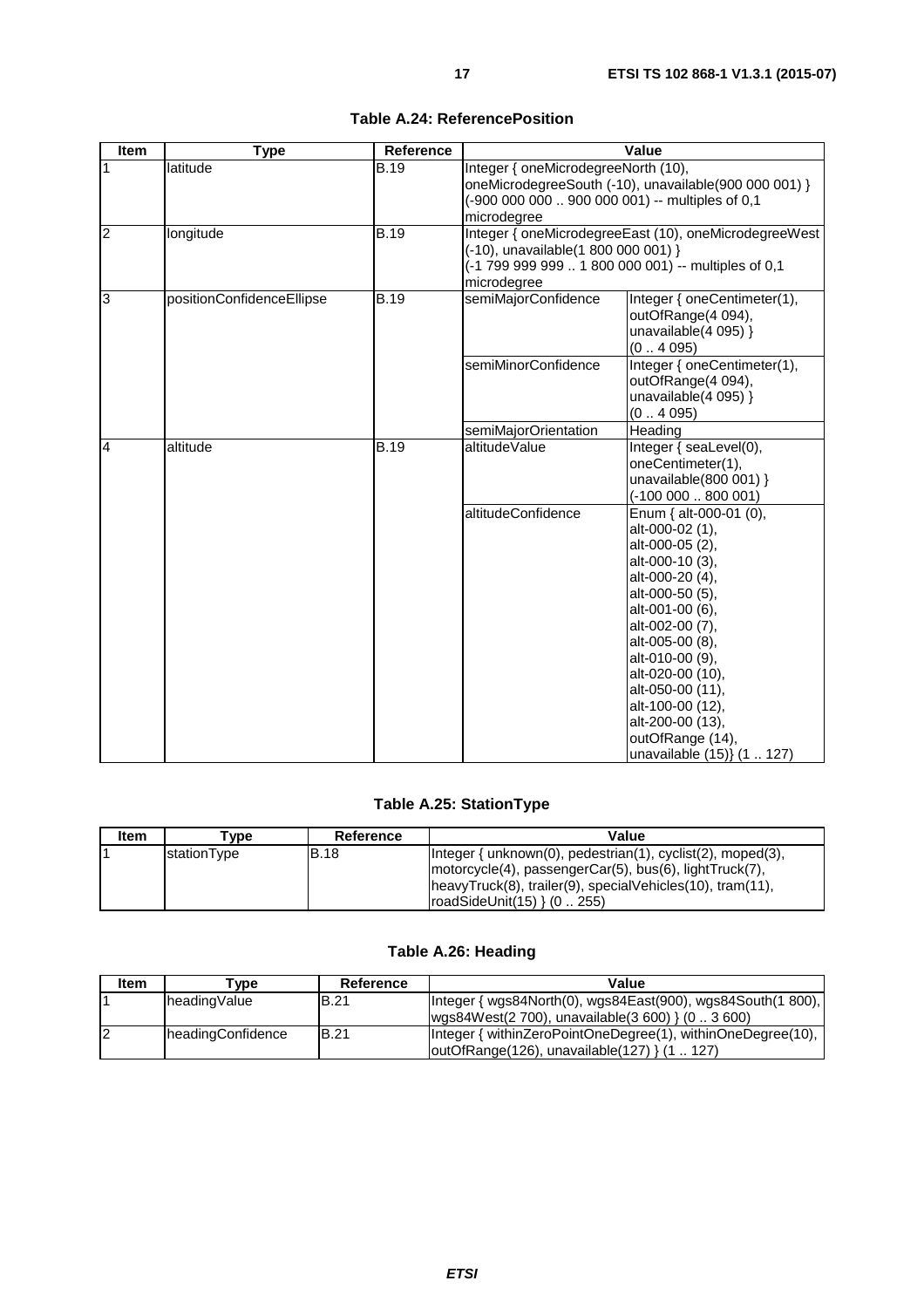**Table A.24: ReferencePosition**

| Item | Type | Reference | Value | |
|---|---|---|---|---|
| 1 | latitude | B.19 | Integer { oneMicrodegreeNorth (10), oneMicrodegreeSouth (-10), unavailable(900 000 001) } (-900 000 000 .. 900 000 001) -- multiples of 0,1 microdegree | |
| 2 | longitude | B.19 | Integer { oneMicrodegreeEast (10), oneMicrodegreeWest (-10), unavailable(1 800 000 001) } (-1 799 999 999 .. 1 800 000 001) -- multiples of 0,1 microdegree | |
| 3 | positionConfidenceEllipse | B.19 | semiMajorConfidence | Integer { oneCentimeter(1), outOfRange(4 094), unavailable(4 095) } (0 .. 4 095) |
| | | | semiMinorConfidence | Integer { oneCentimeter(1), outOfRange(4 094), unavailable(4 095) } (0 .. 4 095) |
| | | | semiMajorOrientation | Heading |
| 4 | altitude | B.19 | altitudeValue | Integer { seaLevel(0), oneCentimeter(1), unavailable(800 001) } (-100 000 .. 800 001) |
| | | | altitudeConfidence | Enum { alt-000-01 (0), alt-000-02 (1), alt-000-05 (2), alt-000-10 (3), alt-000-20 (4), alt-000-50 (5), alt-001-00 (6), alt-002-00 (7), alt-005-00 (8), alt-010-00 (9), alt-020-00 (10), alt-050-00 (11), alt-100-00 (12), alt-200-00 (13), outOfRange (14), unavailable (15)} (1 .. 127) |

**Table A.25: StationType**

| Item | Type | Reference | Value |
|---|---|---|---|
| 1 | stationType | B.18 | Integer { unknown(0), pedestrian(1), cyclist(2), moped(3), motorcycle(4), passengerCar(5), bus(6), lightTruck(7), heavyTruck(8), trailer(9), specialVehicles(10), tram(11), roadSideUnit(15) } (0 .. 255) |

**Table A.26: Heading**

| Item | Type | Reference | Value |
|---|---|---|---|
| 1 | headingValue | B.21 | Integer { wgs84North(0), wgs84East(900), wgs84South(1 800), wgs84West(2 700), unavailable(3 600) } (0 .. 3 600) |
| 2 | headingConfidence | B.21 | Integer { withinZeroPointOneDegree(1), withinOneDegree(10), outOfRange(126), unavailable(127) } (1 .. 127) |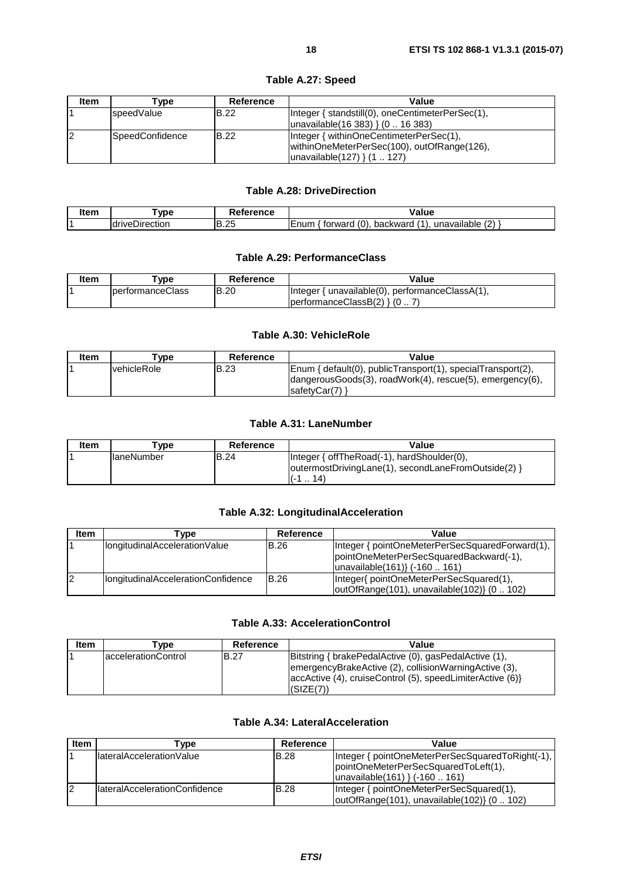### Table A.27: Speed

| Item | Type | Reference | Value |
| --- | --- | --- | --- |
| 1 | speedValue | B.22 | Integer { standstill(0), oneCentimeterPerSec(1), unavailable(16 383) } (0 .. 16 383) |
| 2 | SpeedConfidence | B.22 | Integer { withinOneCentimeterPerSec(1), withinOneMeterPerSec(100), outOfRange(126), unavailable(127) } (1 .. 127) |

### Table A.28: DriveDirection

| Item | Type | Reference | Value |
| --- | --- | --- | --- |
| 1 | driveDirection | B.25 | Enum { forward (0), backward (1), unavailable (2) } |

### Table A.29: PerformanceClass

| Item | Type | Reference | Value |
| --- | --- | --- | --- |
| 1 | performanceClass | B.20 | Integer { unavailable(0), performanceClassA(1), performanceClassB(2) } (0 .. 7) |

### Table A.30: VehicleRole

| Item | Type | Reference | Value |
| --- | --- | --- | --- |
| 1 | vehicleRole | B.23 | Enum { default(0), publicTransport(1), specialTransport(2), dangerousGoods(3), roadWork(4), rescue(5), emergency(6), safetyCar(7) } |

### Table A.31: LaneNumber

| Item | Type | Reference | Value |
| --- | --- | --- | --- |
| 1 | laneNumber | B.24 | Integer { offTheRoad(-1), hardShoulder(0), outermostDrivingLane(1), secondLaneFromOutside(2) } (-1 .. 14) |

### Table A.32: LongitudinalAcceleration

| Item | Type | Reference | Value |
| --- | --- | --- | --- |
| 1 | longitudinalAccelerationValue | B.26 | Integer { pointOneMeterPerSecSquaredForward(1), pointOneMeterPerSecSquaredBackward(-1), unavailable(161)} (-160 .. 161) |
| 2 | longitudinalAccelerationConfidence | B.26 | Integer{ pointOneMeterPerSecSquared(1), outOfRange(101), unavailable(102)} (0 .. 102) |

### Table A.33: AccelerationControl

| Item | Type | Reference | Value |
| --- | --- | --- | --- |
| 1 | accelerationControl | B.27 | Bitstring { brakePedalActive (0), gasPedalActive (1), emergencyBrakeActive (2), collisionWarningActive (3), accActive (4), cruiseControl (5), speedLimiterActive (6)} (SIZE(7)) |

### Table A.34: LateralAcceleration

| Item | Type | Reference | Value |
| --- | --- | --- | --- |
| 1 | lateralAccelerationValue | B.28 | Integer { pointOneMeterPerSecSquaredToRight(-1), pointOneMeterPerSecSquaredToLeft(1), unavailable(161) } (-160 .. 161) |
| 2 | lateralAccelerationConfidence | B.28 | Integer { pointOneMeterPerSecSquared(1), outOfRange(101), unavailable(102)} (0 .. 102) |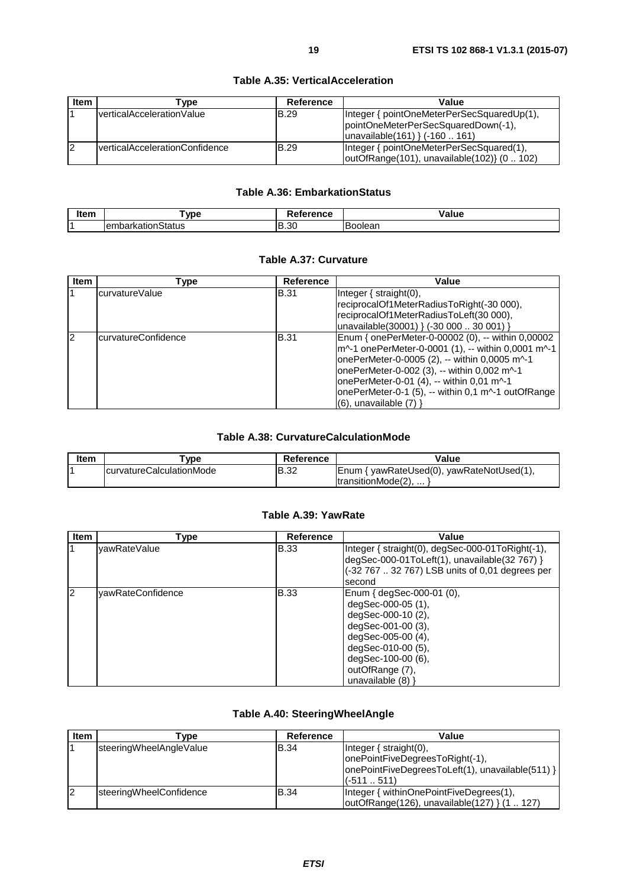### Table A.35: VerticalAcceleration

| Item | Type | Reference | Value |
|---|---|---|---|
| 1 | verticalAccelerationValue | B.29 | Integer { pointOneMeterPerSecSquaredUp(1), pointOneMeterPerSecSquaredDown(-1), unavailable(161) } (-160 .. 161) |
| 2 | verticalAccelerationConfidence | B.29 | Integer { pointOneMeterPerSecSquared(1), outOfRange(101), unavailable(102)} (0 .. 102) |

### Table A.36: EmbarkationStatus

| Item | Type | Reference | Value |
|---|---|---|---|
| 1 | embarkationStatus | B.30 | Boolean |

### Table A.37: Curvature

| Item | Type | Reference | Value |
|---|---|---|---|
| 1 | curvatureValue | B.31 | Integer { straight(0), reciprocalOf1MeterRadiusToRight(-30 000), reciprocalOf1MeterRadiusToLeft(30 000), unavailable(30001) } (-30 000 .. 30 001) } |
| 2 | curvatureConfidence | B.31 | Enum { onePerMeter-0-00002 (0), -- within 0,00002 m^-1 onePerMeter-0-0001 (1), -- within 0,0001 m^-1 onePerMeter-0-0005 (2), -- within 0,0005 m^-1 onePerMeter-0-002 (3), -- within 0,002 m^-1 onePerMeter-0-01 (4), -- within 0,01 m^-1 onePerMeter-0-1 (5), -- within 0,1 m^-1 outOfRange (6), unavailable (7) } |

### Table A.38: CurvatureCalculationMode

| Item | Type | Reference | Value |
|---|---|---|---|
| 1 | curvatureCalculationMode | B.32 | Enum { yawRateUsed(0), yawRateNotUsed(1), transitionMode(2), ... } |

### Table A.39: YawRate

| Item | Type | Reference | Value |
|---|---|---|---|
| 1 | yawRateValue | B.33 | Integer { straight(0), degSec-000-01ToRight(-1), degSec-000-01ToLeft(1), unavailable(32 767) } (-32 767 .. 32 767) LSB units of 0,01 degrees per second |
| 2 | yawRateConfidence | B.33 | Enum { degSec-000-01 (0), degSec-000-05 (1), degSec-000-10 (2), degSec-001-00 (3), degSec-005-00 (4), degSec-010-00 (5), degSec-100-00 (6), outOfRange (7), unavailable (8) } |

### Table A.40: SteeringWheelAngle

| Item | Type | Reference | Value |
|---|---|---|---|
| 1 | steeringWheelAngleValue | B.34 | Integer { straight(0), onePointFiveDegreesToRight(-1), onePointFiveDegreesToLeft(1), unavailable(511) } (-511 .. 511) |
| 2 | steeringWheelConfidence | B.34 | Integer { withinOnePointFiveDegrees(1), outOfRange(126), unavailable(127) } (1 .. 127) |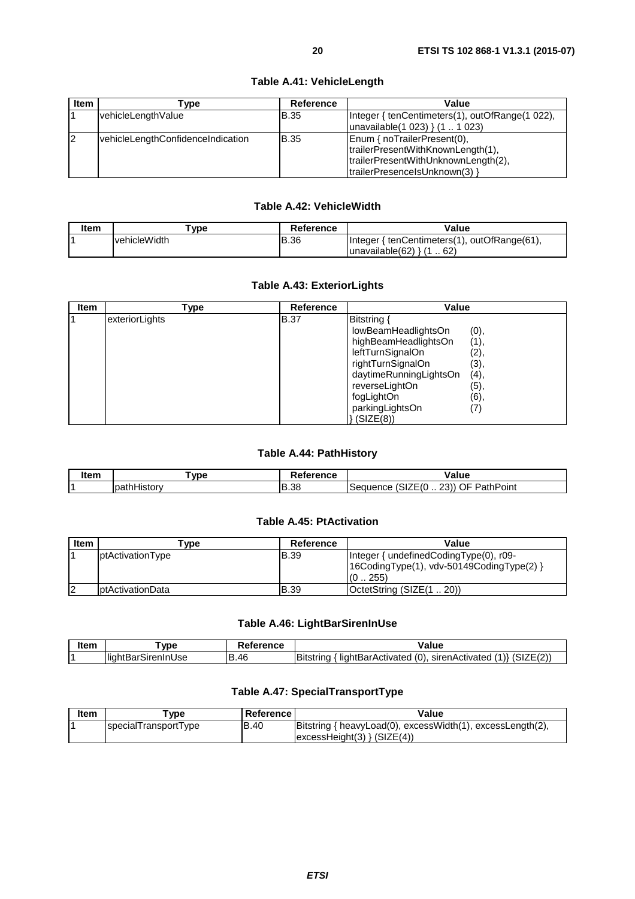### Table A.41: VehicleLength

| Item | Type | Reference | Value |
|---|---|---|---|
| 1 | vehicleLengthValue | B.35 | Integer { tenCentimeters(1), outOfRange(1 022), unavailable(1 023) } (1 .. 1 023) |
| 2 | vehicleLengthConfidenceIndication | B.35 | Enum { noTrailerPresent(0), trailerPresentWithKnownLength(1), trailerPresentWithUnknownLength(2), trailerPresenceIsUnknown(3) } |

### Table A.42: VehicleWidth

| Item | Type | Reference | Value |
|---|---|---|---|
| 1 | vehicleWidth | B.36 | Integer { tenCentimeters(1), outOfRange(61), unavailable(62) } (1 .. 62) |

### Table A.43: ExteriorLights

| Item | Type | Reference | Value |
|---|---|---|---|
| 1 | exteriorLights | B.37 | Bitstring { lowBeamHeadlightsOn (0), highBeamHeadlightsOn (1), leftTurnSignalOn (2), rightTurnSignalOn (3), daytimeRunningLightsOn (4), reverseLightOn (5), fogLightOn (6), parkingLightsOn (7) } (SIZE(8)) |

### Table A.44: PathHistory

| Item | Type | Reference | Value |
|---|---|---|---|
| 1 | pathHistory | B.38 | Sequence (SIZE(0 .. 23)) OF PathPoint |

### Table A.45: PtActivation

| Item | Type | Reference | Value |
|---|---|---|---|
| 1 | ptActivationType | B.39 | Integer { undefinedCodingType(0), r09-16CodingType(1), vdv-50149CodingType(2) } (0 .. 255) |
| 2 | ptActivationData | B.39 | OctetString (SIZE(1 .. 20)) |

### Table A.46: LightBarSirenInUse

| Item | Type | Reference | Value |
|---|---|---|---|
| 1 | lightBarSirenInUse | B.46 | Bitstring { lightBarActivated (0), sirenActivated (1)} (SIZE(2)) |

### Table A.47: SpecialTransportType

| Item | Type | Reference | Value |
|---|---|---|---|
| 1 | specialTransportType | B.40 | Bitstring { heavyLoad(0), excessWidth(1), excessLength(2), excessHeight(3) } (SIZE(4)) |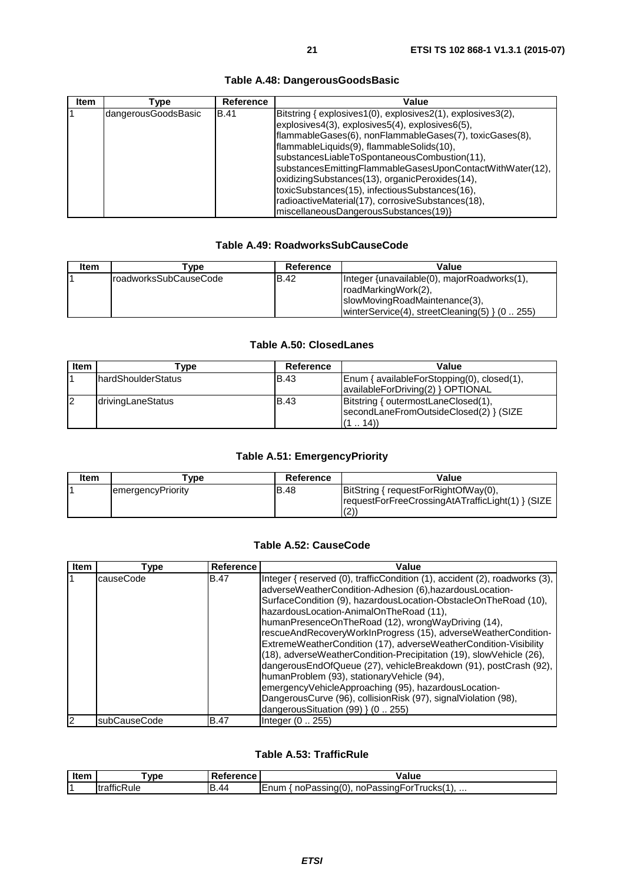**Table A.48: DangerousGoodsBasic**

| Item | Type | Reference | Value |
|---|---|---|---|
| 1 | dangerousGoodsBasic | B.41 | Bitstring { explosives1(0), explosives2(1), explosives3(2), explosives4(3), explosives5(4), explosives6(5), flammableGases(6), nonFlammableGases(7), toxicGases(8), flammableLiquids(9), flammableSolids(10), substancesLiableToSpontaneousCombustion(11), substancesEmittingFlammableGasesUponContactWithWater(12), oxidizingSubstances(13), organicPeroxides(14), toxicSubstances(15), infectiousSubstances(16), radioactiveMaterial(17), corrosiveSubstances(18), miscellaneousDangerousSubstances(19)} |

**Table A.49: RoadworksSubCauseCode**

| Item | Type | Reference | Value |
|---|---|---|---|
| 1 | roadworksSubCauseCode | B.42 | Integer {unavailable(0), majorRoadworks(1), roadMarkingWork(2), slowMovingRoadMaintenance(3), winterService(4), streetCleaning(5) } (0 .. 255) |

**Table A.50: ClosedLanes**

| Item | Type | Reference | Value |
|---|---|---|---|
| 1 | hardShoulderStatus | B.43 | Enum { availableForStopping(0), closed(1), availableForDriving(2) } OPTIONAL |
| 2 | drivingLaneStatus | B.43 | Bitstring { outermostLaneClosed(1), secondLaneFromOutsideClosed(2) } (SIZE (1 .. 14)) |

**Table A.51: EmergencyPriority**

| Item | Type | Reference | Value |
|---|---|---|---|
| 1 | emergencyPriority | B.48 | BitString { requestForRightOfWay(0), requestForFreeCrossingAtATrafficLight(1) } (SIZE (2)) |

**Table A.52: CauseCode**

| Item | Type | Reference | Value |
|---|---|---|---|
| 1 | causeCode | B.47 | Integer { reserved (0), trafficCondition (1), accident (2), roadworks (3), adverseWeatherCondition-Adhesion (6),hazardousLocation-SurfaceCondition (9), hazardousLocation-ObstacleOnTheRoad (10), hazardousLocation-AnimalOnTheRoad (11), humanPresenceOnTheRoad (12), wrongWayDriving (14), rescueAndRecoveryWorkInProgress (15), adverseWeatherCondition-ExtremeWeatherCondition (17), adverseWeatherCondition-Visibility (18), adverseWeatherCondition-Precipitation (19), slowVehicle (26), dangerousEndOfQueue (27), vehicleBreakdown (91), postCrash (92), humanProblem (93), stationaryVehicle (94), emergencyVehicleApproaching (95), hazardousLocation-DangerousCurve (96), collisionRisk (97), signalViolation (98), dangerousSituation (99) } (0 .. 255) |
| 2 | subCauseCode | B.47 | Integer (0 .. 255) |

**Table A.53: TrafficRule**

| Item | Type | Reference | Value |
|---|---|---|---|
| 1 | trafficRule | B.44 | Enum { noPassing(0), noPassingForTrucks(1), ... |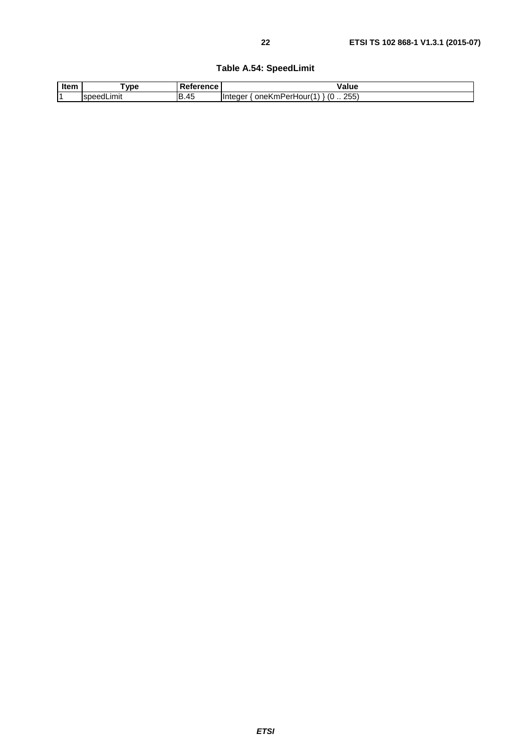**Table A.54: SpeedLimit**

| Item | Type | Reference | Value |
|---|---|---|---|
| 1 | speedLimit | B.45 | Integer { oneKmPerHour(1) } (0 .. 255) |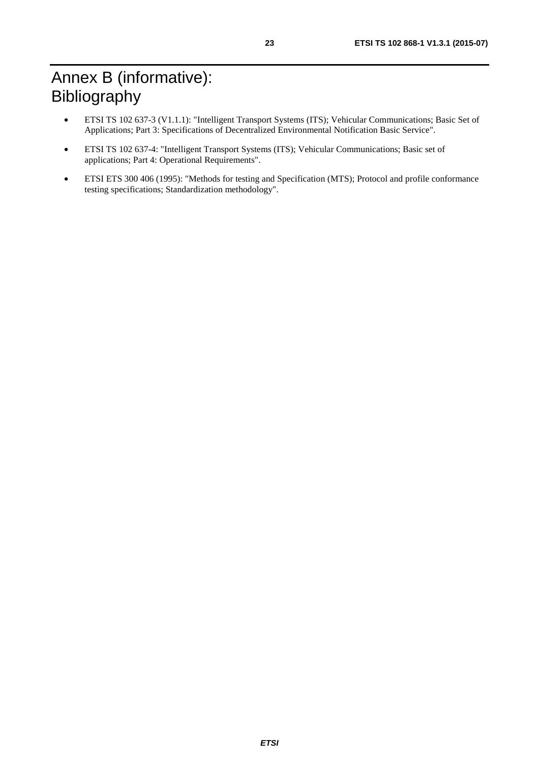# Annex B (informative): Bibliography

- ETSI TS 102 637-3 (V1.1.1): "Intelligent Transport Systems (ITS); Vehicular Communications; Basic Set of Applications; Part 3: Specifications of Decentralized Environmental Notification Basic Service".
- ETSI TS 102 637-4: "Intelligent Transport Systems (ITS); Vehicular Communications; Basic set of applications; Part 4: Operational Requirements".
- ETSI ETS 300 406 (1995): "Methods for testing and Specification (MTS); Protocol and profile conformance testing specifications; Standardization methodology".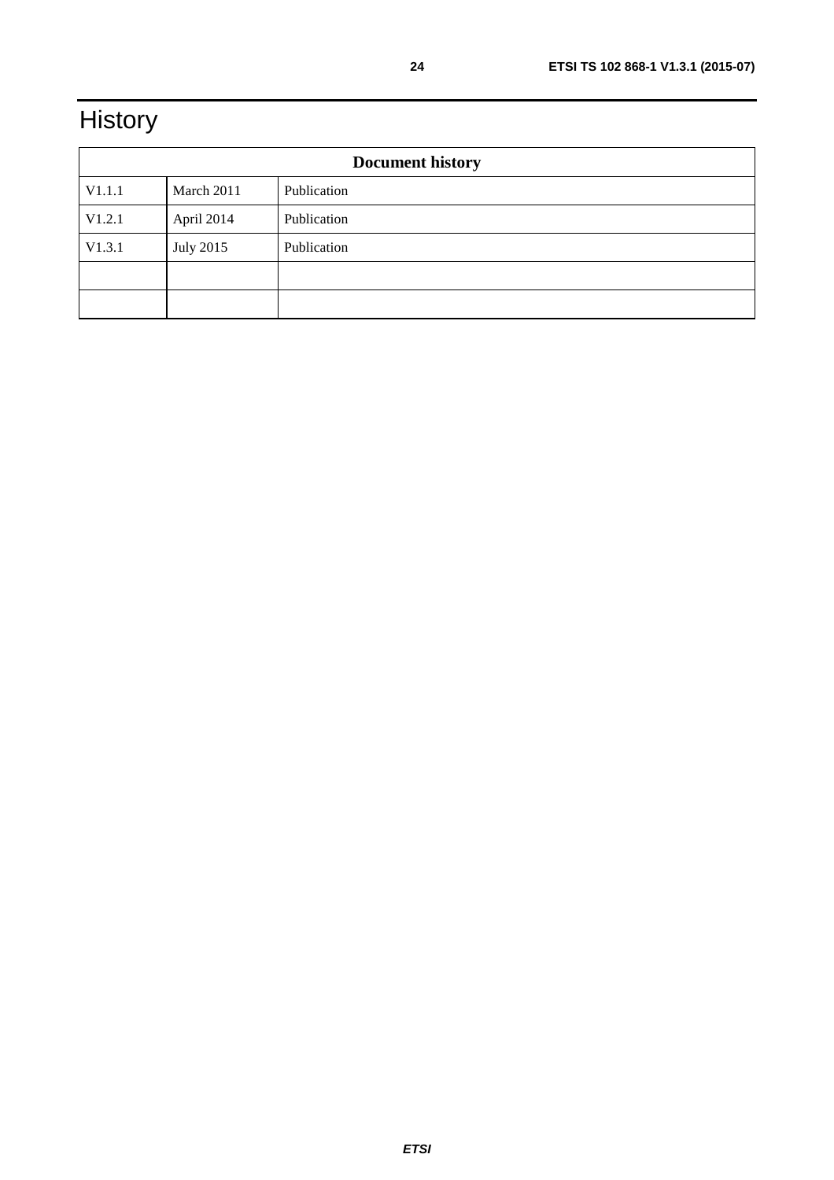# History

| Document history | | |
|---|---|---|
| V1.1.1 | March 2011 | Publication |
| V1.2.1 | April 2014 | Publication |
| V1.3.1 | July 2015 | Publication |
| | | |
| | | |